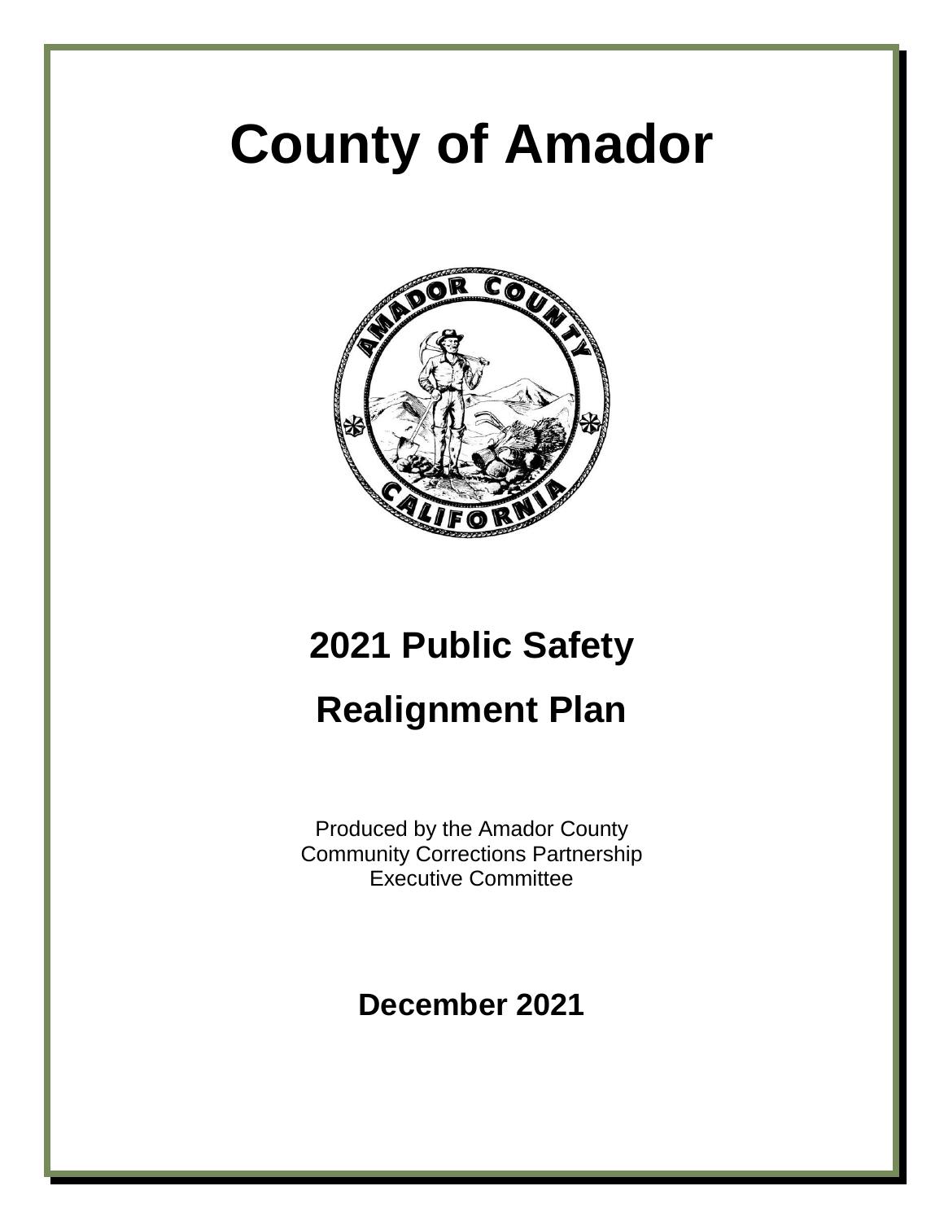# County of Amador

## 2021 Public Safety Realignment Plan

Produced by the Amador County Community Corrections Partnership Executive Committee

**December 2021**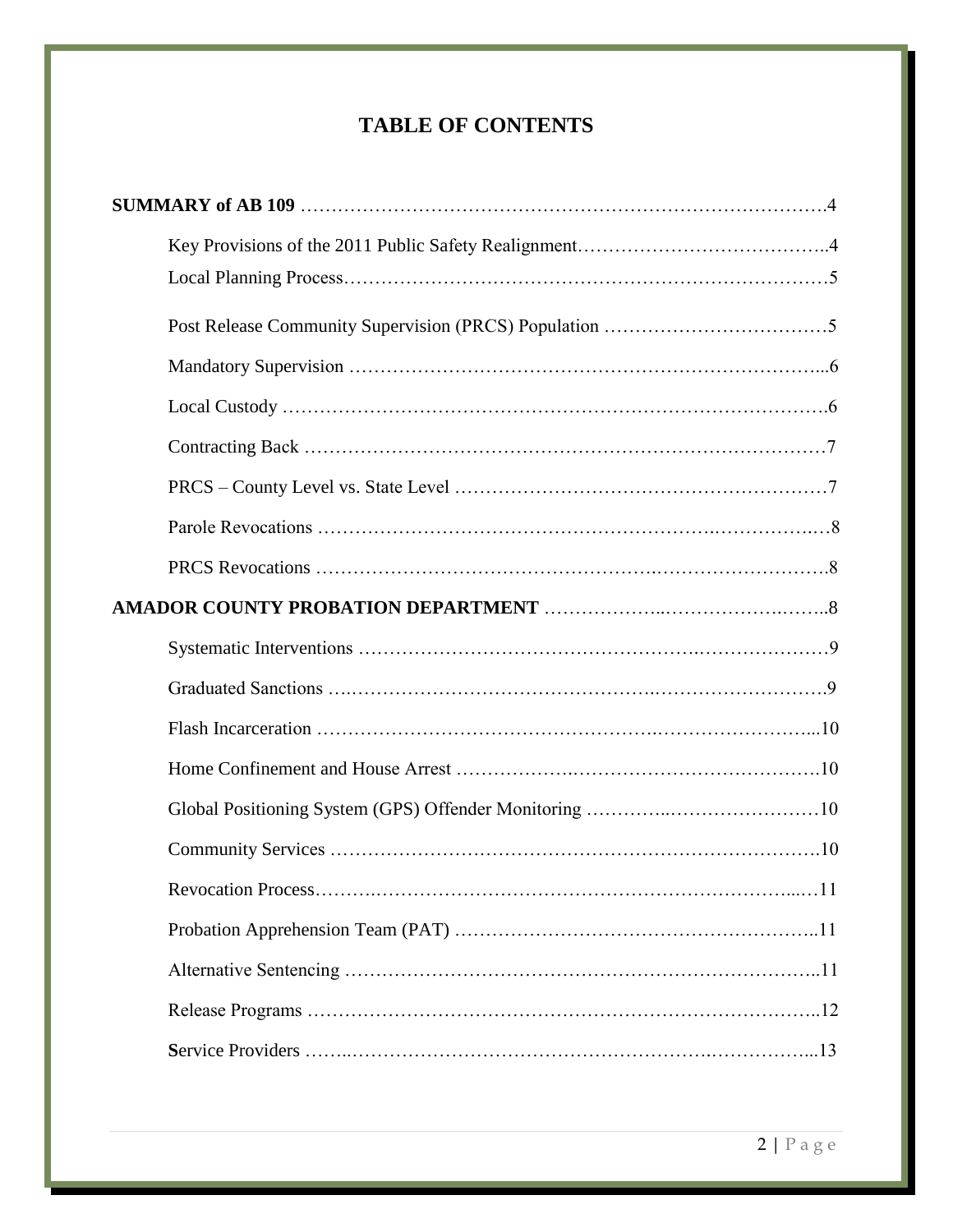# TABLE OF CONTENTS

**SUMMARY of AB 109** ……………………………………………………………………………4

- Key Provisions of the 2011 Public Safety Realignment…………………………………..4
- Local Planning Process……………………………………………………………………5
- Post Release Community Supervision (PRCS) Population ………………………………5
- Mandatory Supervision ………………………………………………………………...6
- Local Custody ……………………………………………………………………………6
- Contracting Back …………………………………………………………………………7
- PRCS – County Level vs. State Level ……………………………………………………7
- Parole Revocations ……………………………………………………………………8
- PRCS Revocations ………………………………………………………………………8

**AMADOR COUNTY PROBATION DEPARTMENT** ……………………………………..8

- Systematic Interventions ………………………………………………………………9
- Graduated Sanctions ……………………………………………………………………9
- Flash Incarceration ………………………………………………………………...10
- Home Confinement and House Arrest ……………………………………………….10
- Global Positioning System (GPS) Offender Monitoring ……………………………10
- Community Services ……………………………………………………………………10
- Revocation Process……………………………………………………………………11
- Probation Apprehension Team (PAT) …………………………………………………..11
- Alternative Sentencing …………………………………………………………………..11
- Release Programs ………………………………………………………………………..12
- Service Providers ……………………………………………………………………...13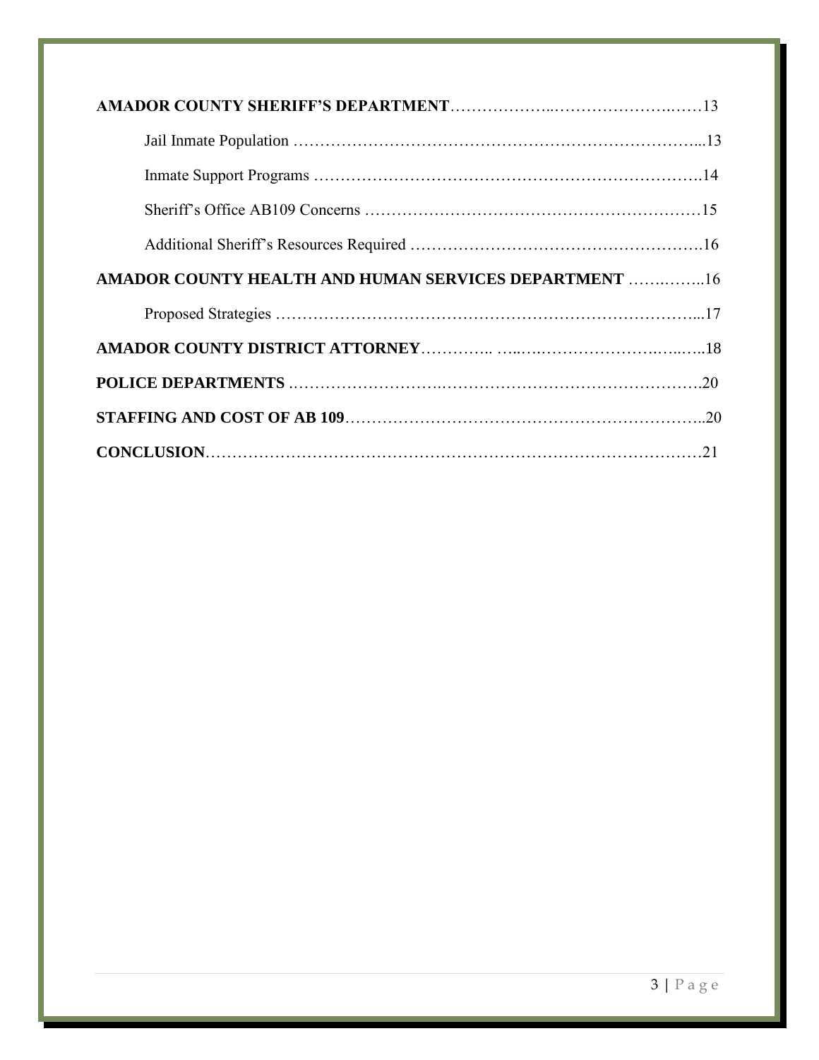**AMADOR COUNTY SHERIFF'S DEPARTMENT**……………..…………………….……13

Jail Inmate Population ……………………………………………………………...13

Inmate Support Programs ……………………………………………………………..14

Sheriff's Office AB109 Concerns ………………………………………………………15

Additional Sheriff's Resources Required …………………………………………….16

**AMADOR COUNTY HEALTH AND HUMAN SERVICES DEPARTMENT** ……..……..16

Proposed Strategies ……………………………………………………………………...17

**AMADOR COUNTY DISTRICT ATTORNEY**………….. …..….……………….……..…..18

**POLICE DEPARTMENTS** ……………………….……………………………………….20

**STAFFING AND COST OF AB 109**……….……………………………………………..20

**CONCLUSION**……………………………………………………………………………21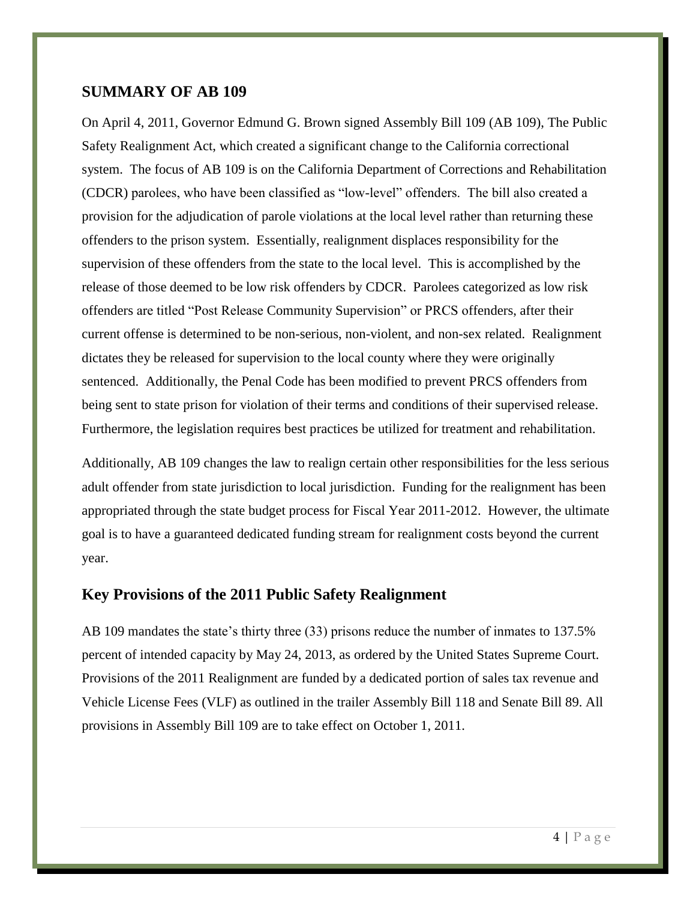## SUMMARY OF AB 109

On April 4, 2011, Governor Edmund G. Brown signed Assembly Bill 109 (AB 109), The Public Safety Realignment Act, which created a significant change to the California correctional system. The focus of AB 109 is on the California Department of Corrections and Rehabilitation (CDCR) parolees, who have been classified as "low-level" offenders. The bill also created a provision for the adjudication of parole violations at the local level rather than returning these offenders to the prison system. Essentially, realignment displaces responsibility for the supervision of these offenders from the state to the local level. This is accomplished by the release of those deemed to be low risk offenders by CDCR. Parolees categorized as low risk offenders are titled "Post Release Community Supervision" or PRCS offenders, after their current offense is determined to be non-serious, non-violent, and non-sex related. Realignment dictates they be released for supervision to the local county where they were originally sentenced. Additionally, the Penal Code has been modified to prevent PRCS offenders from being sent to state prison for violation of their terms and conditions of their supervised release. Furthermore, the legislation requires best practices be utilized for treatment and rehabilitation.

Additionally, AB 109 changes the law to realign certain other responsibilities for the less serious adult offender from state jurisdiction to local jurisdiction. Funding for the realignment has been appropriated through the state budget process for Fiscal Year 2011-2012. However, the ultimate goal is to have a guaranteed dedicated funding stream for realignment costs beyond the current year.

## Key Provisions of the 2011 Public Safety Realignment

AB 109 mandates the state's thirty three (33) prisons reduce the number of inmates to 137.5% percent of intended capacity by May 24, 2013, as ordered by the United States Supreme Court. Provisions of the 2011 Realignment are funded by a dedicated portion of sales tax revenue and Vehicle License Fees (VLF) as outlined in the trailer Assembly Bill 118 and Senate Bill 89. All provisions in Assembly Bill 109 are to take effect on October 1, 2011.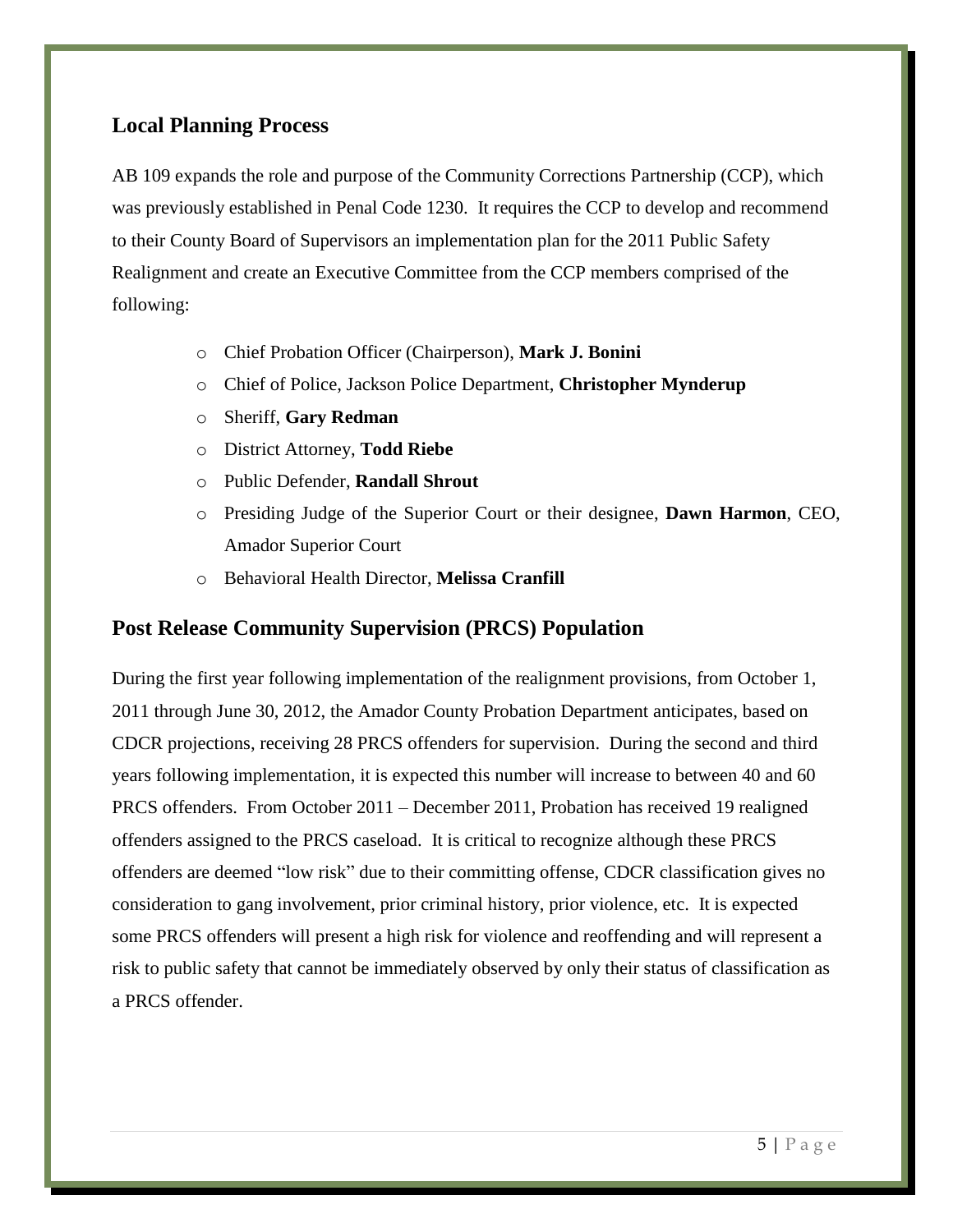## Local Planning Process

AB 109 expands the role and purpose of the Community Corrections Partnership (CCP), which was previously established in Penal Code 1230. It requires the CCP to develop and recommend to their County Board of Supervisors an implementation plan for the 2011 Public Safety Realignment and create an Executive Committee from the CCP members comprised of the following:

- Chief Probation Officer (Chairperson), **Mark J. Bonini**
- Chief of Police, Jackson Police Department, **Christopher Mynderup**
- Sheriff, **Gary Redman**
- District Attorney, **Todd Riebe**
- Public Defender, **Randall Shrout**
- Presiding Judge of the Superior Court or their designee, **Dawn Harmon**, CEO, Amador Superior Court
- Behavioral Health Director, **Melissa Cranfill**

## Post Release Community Supervision (PRCS) Population

During the first year following implementation of the realignment provisions, from October 1, 2011 through June 30, 2012, the Amador County Probation Department anticipates, based on CDCR projections, receiving 28 PRCS offenders for supervision. During the second and third years following implementation, it is expected this number will increase to between 40 and 60 PRCS offenders. From October 2011 – December 2011, Probation has received 19 realigned offenders assigned to the PRCS caseload. It is critical to recognize although these PRCS offenders are deemed "low risk" due to their committing offense, CDCR classification gives no consideration to gang involvement, prior criminal history, prior violence, etc. It is expected some PRCS offenders will present a high risk for violence and reoffending and will represent a risk to public safety that cannot be immediately observed by only their status of classification as a PRCS offender.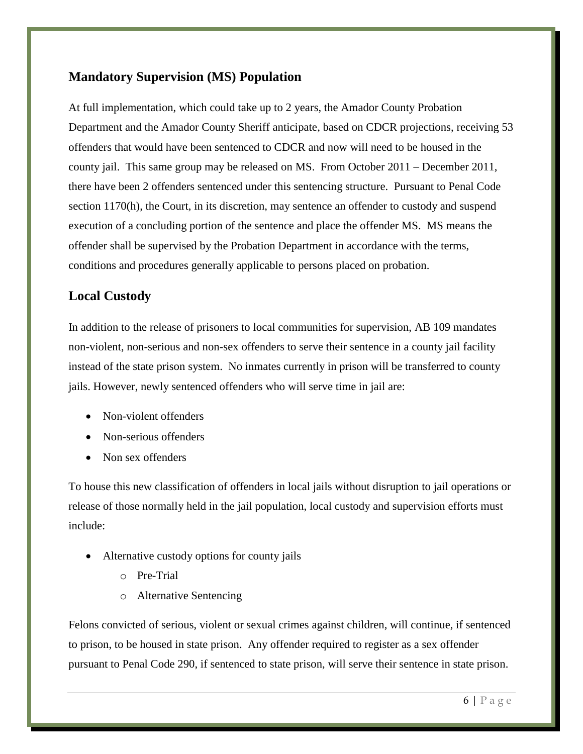## Mandatory Supervision (MS) Population

At full implementation, which could take up to 2 years, the Amador County Probation Department and the Amador County Sheriff anticipate, based on CDCR projections, receiving 53 offenders that would have been sentenced to CDCR and now will need to be housed in the county jail. This same group may be released on MS. From October 2011 – December 2011, there have been 2 offenders sentenced under this sentencing structure. Pursuant to Penal Code section 1170(h), the Court, in its discretion, may sentence an offender to custody and suspend execution of a concluding portion of the sentence and place the offender MS. MS means the offender shall be supervised by the Probation Department in accordance with the terms, conditions and procedures generally applicable to persons placed on probation.

## Local Custody

In addition to the release of prisoners to local communities for supervision, AB 109 mandates non-violent, non-serious and non-sex offenders to serve their sentence in a county jail facility instead of the state prison system. No inmates currently in prison will be transferred to county jails. However, newly sentenced offenders who will serve time in jail are:

- Non-violent offenders
- Non-serious offenders
- Non sex offenders

To house this new classification of offenders in local jails without disruption to jail operations or release of those normally held in the jail population, local custody and supervision efforts must include:

- Alternative custody options for county jails
  - Pre-Trial
  - Alternative Sentencing

Felons convicted of serious, violent or sexual crimes against children, will continue, if sentenced to prison, to be housed in state prison. Any offender required to register as a sex offender pursuant to Penal Code 290, if sentenced to state prison, will serve their sentence in state prison.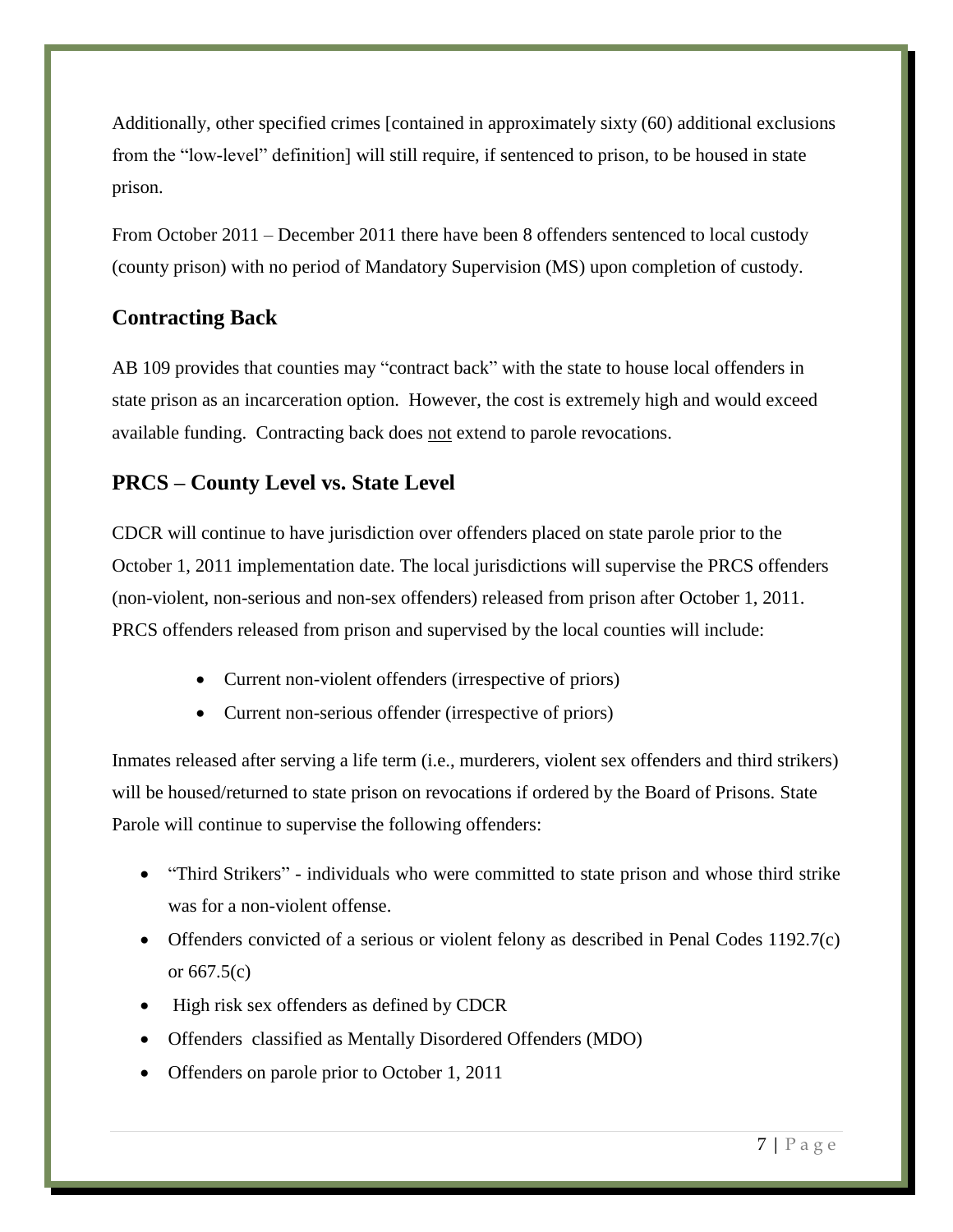Additionally, other specified crimes [contained in approximately sixty (60) additional exclusions from the "low-level" definition] will still require, if sentenced to prison, to be housed in state prison.

From October 2011 – December 2011 there have been 8 offenders sentenced to local custody (county prison) with no period of Mandatory Supervision (MS) upon completion of custody.

## Contracting Back

AB 109 provides that counties may "contract back" with the state to house local offenders in state prison as an incarceration option. However, the cost is extremely high and would exceed available funding. Contracting back does <u>not</u> extend to parole revocations.

## PRCS – County Level vs. State Level

CDCR will continue to have jurisdiction over offenders placed on state parole prior to the October 1, 2011 implementation date. The local jurisdictions will supervise the PRCS offenders (non-violent, non-serious and non-sex offenders) released from prison after October 1, 2011. PRCS offenders released from prison and supervised by the local counties will include:

- Current non-violent offenders (irrespective of priors)
- Current non-serious offender (irrespective of priors)

Inmates released after serving a life term (i.e., murderers, violent sex offenders and third strikers) will be housed/returned to state prison on revocations if ordered by the Board of Prisons. State Parole will continue to supervise the following offenders:

- "Third Strikers" - individuals who were committed to state prison and whose third strike was for a non-violent offense.
- Offenders convicted of a serious or violent felony as described in Penal Codes 1192.7(c) or 667.5(c)
- High risk sex offenders as defined by CDCR
- Offenders classified as Mentally Disordered Offenders (MDO)
- Offenders on parole prior to October 1, 2011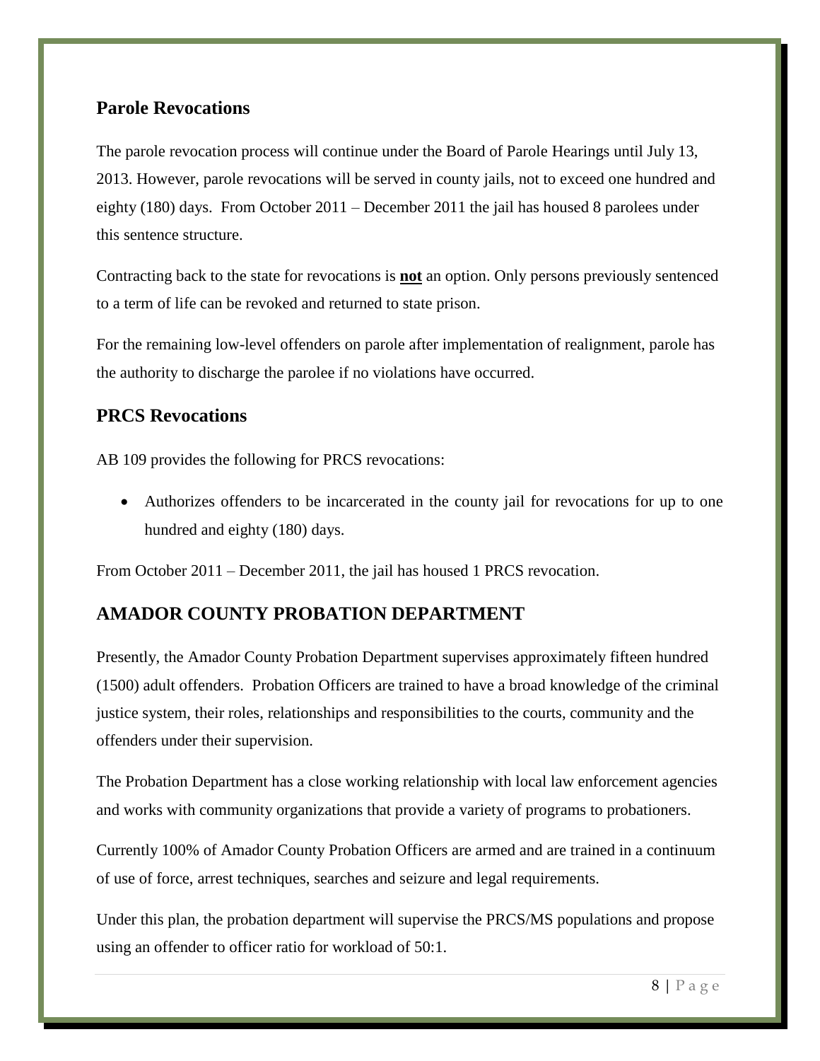## Parole Revocations

The parole revocation process will continue under the Board of Parole Hearings until July 13, 2013. However, parole revocations will be served in county jails, not to exceed one hundred and eighty (180) days. From October 2011 – December 2011 the jail has housed 8 parolees under this sentence structure.

Contracting back to the state for revocations is <u>**not**</u> an option. Only persons previously sentenced to a term of life can be revoked and returned to state prison.

For the remaining low-level offenders on parole after implementation of realignment, parole has the authority to discharge the parolee if no violations have occurred.

## PRCS Revocations

AB 109 provides the following for PRCS revocations:

- Authorizes offenders to be incarcerated in the county jail for revocations for up to one hundred and eighty (180) days.

From October 2011 – December 2011, the jail has housed 1 PRCS revocation.

# AMADOR COUNTY PROBATION DEPARTMENT

Presently, the Amador County Probation Department supervises approximately fifteen hundred (1500) adult offenders. Probation Officers are trained to have a broad knowledge of the criminal justice system, their roles, relationships and responsibilities to the courts, community and the offenders under their supervision.

The Probation Department has a close working relationship with local law enforcement agencies and works with community organizations that provide a variety of programs to probationers.

Currently 100% of Amador County Probation Officers are armed and are trained in a continuum of use of force, arrest techniques, searches and seizure and legal requirements.

Under this plan, the probation department will supervise the PRCS/MS populations and propose using an offender to officer ratio for workload of 50:1.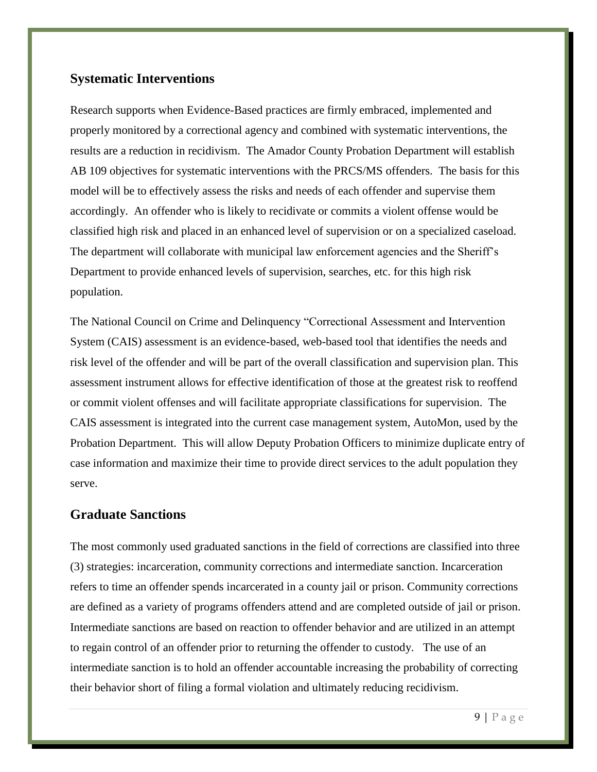## Systematic Interventions

Research supports when Evidence-Based practices are firmly embraced, implemented and properly monitored by a correctional agency and combined with systematic interventions, the results are a reduction in recidivism. The Amador County Probation Department will establish AB 109 objectives for systematic interventions with the PRCS/MS offenders. The basis for this model will be to effectively assess the risks and needs of each offender and supervise them accordingly. An offender who is likely to recidivate or commits a violent offense would be classified high risk and placed in an enhanced level of supervision or on a specialized caseload. The department will collaborate with municipal law enforcement agencies and the Sheriff's Department to provide enhanced levels of supervision, searches, etc. for this high risk population.

The National Council on Crime and Delinquency "Correctional Assessment and Intervention System (CAIS) assessment is an evidence-based, web-based tool that identifies the needs and risk level of the offender and will be part of the overall classification and supervision plan. This assessment instrument allows for effective identification of those at the greatest risk to reoffend or commit violent offenses and will facilitate appropriate classifications for supervision. The CAIS assessment is integrated into the current case management system, AutoMon, used by the Probation Department. This will allow Deputy Probation Officers to minimize duplicate entry of case information and maximize their time to provide direct services to the adult population they serve.

## Graduate Sanctions

The most commonly used graduated sanctions in the field of corrections are classified into three (3) strategies: incarceration, community corrections and intermediate sanction. Incarceration refers to time an offender spends incarcerated in a county jail or prison. Community corrections are defined as a variety of programs offenders attend and are completed outside of jail or prison. Intermediate sanctions are based on reaction to offender behavior and are utilized in an attempt to regain control of an offender prior to returning the offender to custody. The use of an intermediate sanction is to hold an offender accountable increasing the probability of correcting their behavior short of filing a formal violation and ultimately reducing recidivism.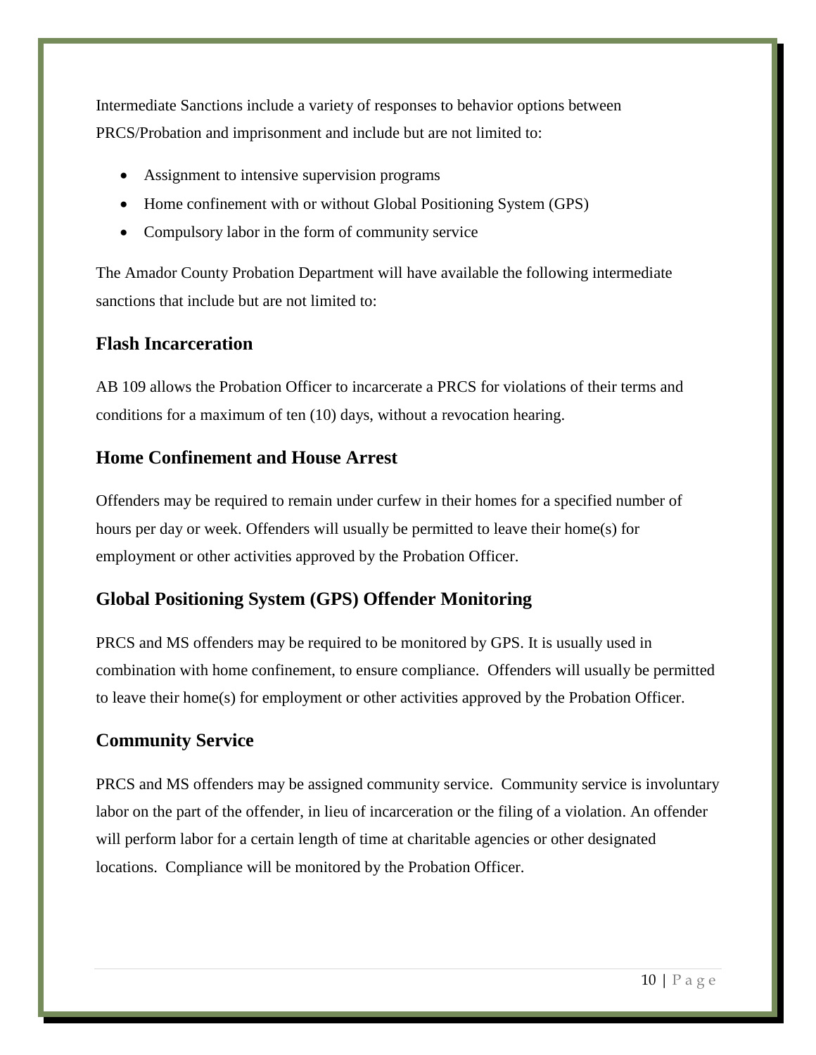Intermediate Sanctions include a variety of responses to behavior options between PRCS/Probation and imprisonment and include but are not limited to:

- Assignment to intensive supervision programs
- Home confinement with or without Global Positioning System (GPS)
- Compulsory labor in the form of community service

The Amador County Probation Department will have available the following intermediate sanctions that include but are not limited to:

## Flash Incarceration

AB 109 allows the Probation Officer to incarcerate a PRCS for violations of their terms and conditions for a maximum of ten (10) days, without a revocation hearing.

## Home Confinement and House Arrest

Offenders may be required to remain under curfew in their homes for a specified number of hours per day or week. Offenders will usually be permitted to leave their home(s) for employment or other activities approved by the Probation Officer.

## Global Positioning System (GPS) Offender Monitoring

PRCS and MS offenders may be required to be monitored by GPS. It is usually used in combination with home confinement, to ensure compliance. Offenders will usually be permitted to leave their home(s) for employment or other activities approved by the Probation Officer.

## Community Service

PRCS and MS offenders may be assigned community service. Community service is involuntary labor on the part of the offender, in lieu of incarceration or the filing of a violation. An offender will perform labor for a certain length of time at charitable agencies or other designated locations. Compliance will be monitored by the Probation Officer.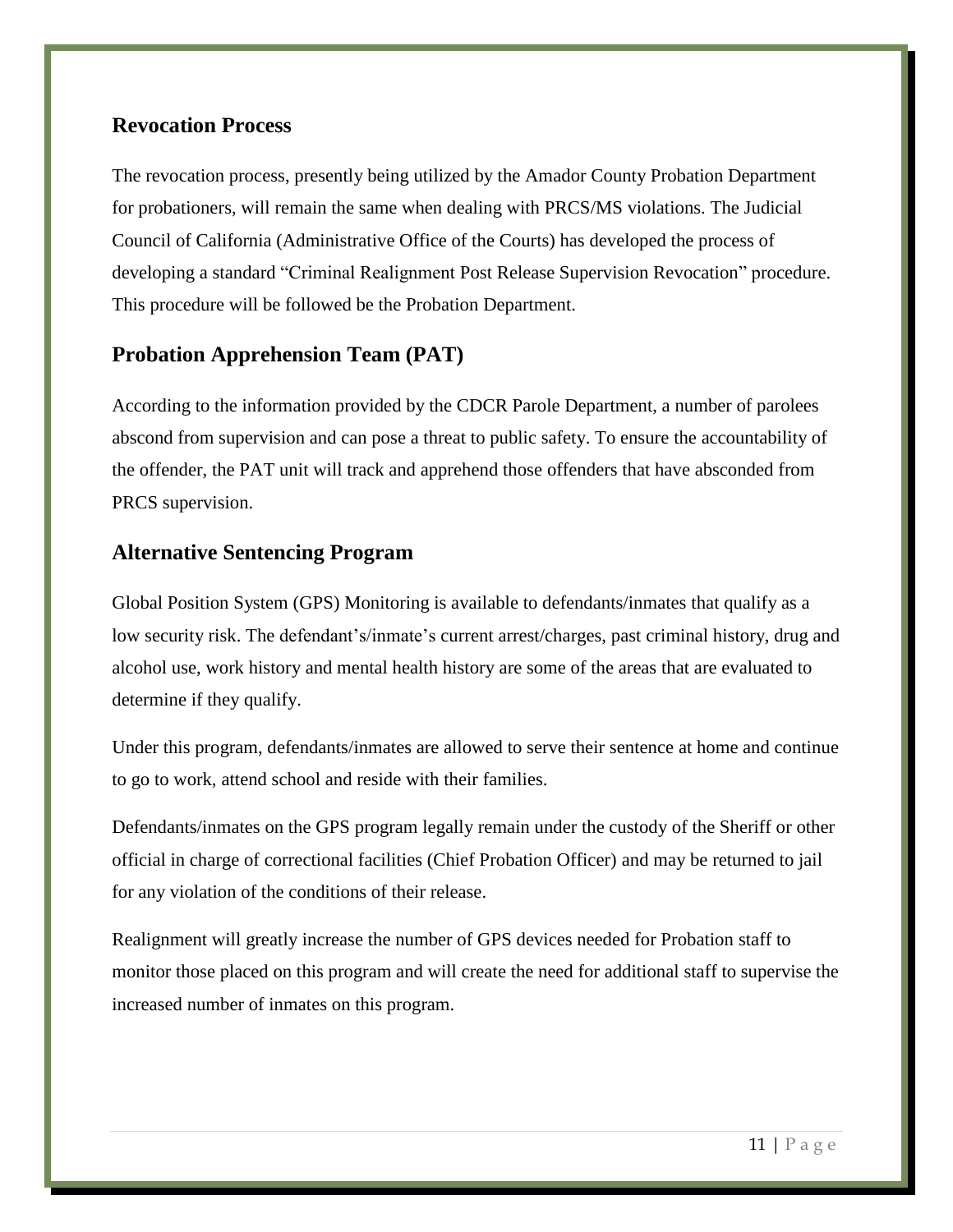## Revocation Process

The revocation process, presently being utilized by the Amador County Probation Department for probationers, will remain the same when dealing with PRCS/MS violations. The Judicial Council of California (Administrative Office of the Courts) has developed the process of developing a standard "Criminal Realignment Post Release Supervision Revocation" procedure. This procedure will be followed be the Probation Department.

## Probation Apprehension Team (PAT)

According to the information provided by the CDCR Parole Department, a number of parolees abscond from supervision and can pose a threat to public safety. To ensure the accountability of the offender, the PAT unit will track and apprehend those offenders that have absconded from PRCS supervision.

## Alternative Sentencing Program

Global Position System (GPS) Monitoring is available to defendants/inmates that qualify as a low security risk. The defendant's/inmate's current arrest/charges, past criminal history, drug and alcohol use, work history and mental health history are some of the areas that are evaluated to determine if they qualify.

Under this program, defendants/inmates are allowed to serve their sentence at home and continue to go to work, attend school and reside with their families.

Defendants/inmates on the GPS program legally remain under the custody of the Sheriff or other official in charge of correctional facilities (Chief Probation Officer) and may be returned to jail for any violation of the conditions of their release.

Realignment will greatly increase the number of GPS devices needed for Probation staff to monitor those placed on this program and will create the need for additional staff to supervise the increased number of inmates on this program.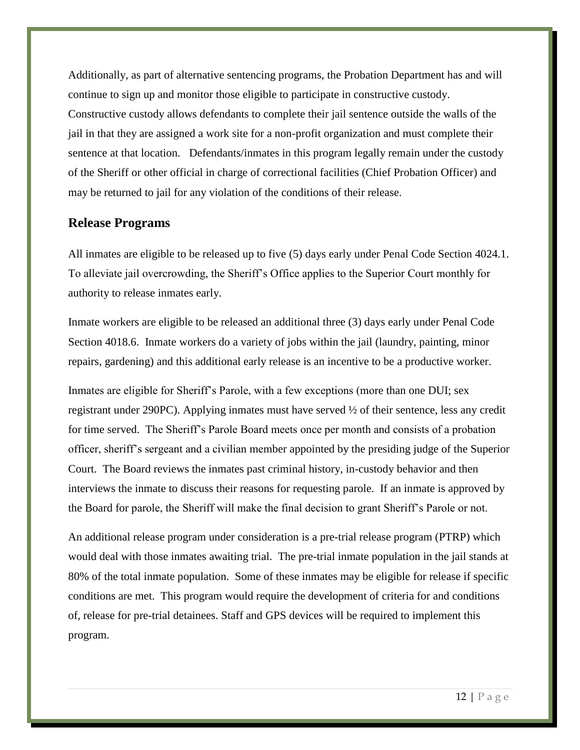Additionally, as part of alternative sentencing programs, the Probation Department has and will continue to sign up and monitor those eligible to participate in constructive custody. Constructive custody allows defendants to complete their jail sentence outside the walls of the jail in that they are assigned a work site for a non-profit organization and must complete their sentence at that location. Defendants/inmates in this program legally remain under the custody of the Sheriff or other official in charge of correctional facilities (Chief Probation Officer) and may be returned to jail for any violation of the conditions of their release.

## Release Programs

All inmates are eligible to be released up to five (5) days early under Penal Code Section 4024.1. To alleviate jail overcrowding, the Sheriff's Office applies to the Superior Court monthly for authority to release inmates early.

Inmate workers are eligible to be released an additional three (3) days early under Penal Code Section 4018.6. Inmate workers do a variety of jobs within the jail (laundry, painting, minor repairs, gardening) and this additional early release is an incentive to be a productive worker.

Inmates are eligible for Sheriff's Parole, with a few exceptions (more than one DUI; sex registrant under 290PC). Applying inmates must have served ½ of their sentence, less any credit for time served. The Sheriff's Parole Board meets once per month and consists of a probation officer, sheriff's sergeant and a civilian member appointed by the presiding judge of the Superior Court. The Board reviews the inmates past criminal history, in-custody behavior and then interviews the inmate to discuss their reasons for requesting parole. If an inmate is approved by the Board for parole, the Sheriff will make the final decision to grant Sheriff's Parole or not.

An additional release program under consideration is a pre-trial release program (PTRP) which would deal with those inmates awaiting trial. The pre-trial inmate population in the jail stands at 80% of the total inmate population. Some of these inmates may be eligible for release if specific conditions are met. This program would require the development of criteria for and conditions of, release for pre-trial detainees. Staff and GPS devices will be required to implement this program.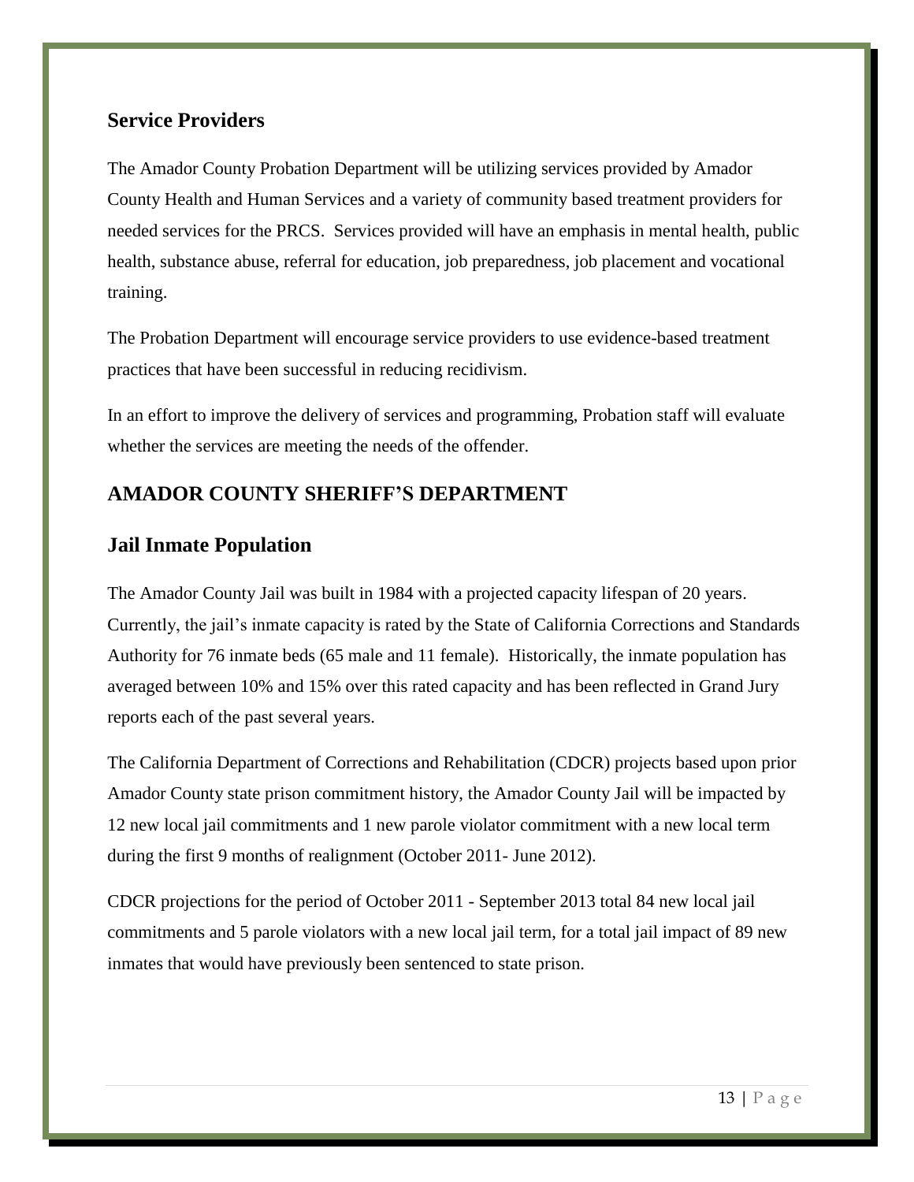## Service Providers

The Amador County Probation Department will be utilizing services provided by Amador County Health and Human Services and a variety of community based treatment providers for needed services for the PRCS. Services provided will have an emphasis in mental health, public health, substance abuse, referral for education, job preparedness, job placement and vocational training.

The Probation Department will encourage service providers to use evidence-based treatment practices that have been successful in reducing recidivism.

In an effort to improve the delivery of services and programming, Probation staff will evaluate whether the services are meeting the needs of the offender.

# AMADOR COUNTY SHERIFF'S DEPARTMENT

## Jail Inmate Population

The Amador County Jail was built in 1984 with a projected capacity lifespan of 20 years. Currently, the jail's inmate capacity is rated by the State of California Corrections and Standards Authority for 76 inmate beds (65 male and 11 female). Historically, the inmate population has averaged between 10% and 15% over this rated capacity and has been reflected in Grand Jury reports each of the past several years.

The California Department of Corrections and Rehabilitation (CDCR) projects based upon prior Amador County state prison commitment history, the Amador County Jail will be impacted by 12 new local jail commitments and 1 new parole violator commitment with a new local term during the first 9 months of realignment (October 2011- June 2012).

CDCR projections for the period of October 2011 - September 2013 total 84 new local jail commitments and 5 parole violators with a new local jail term, for a total jail impact of 89 new inmates that would have previously been sentenced to state prison.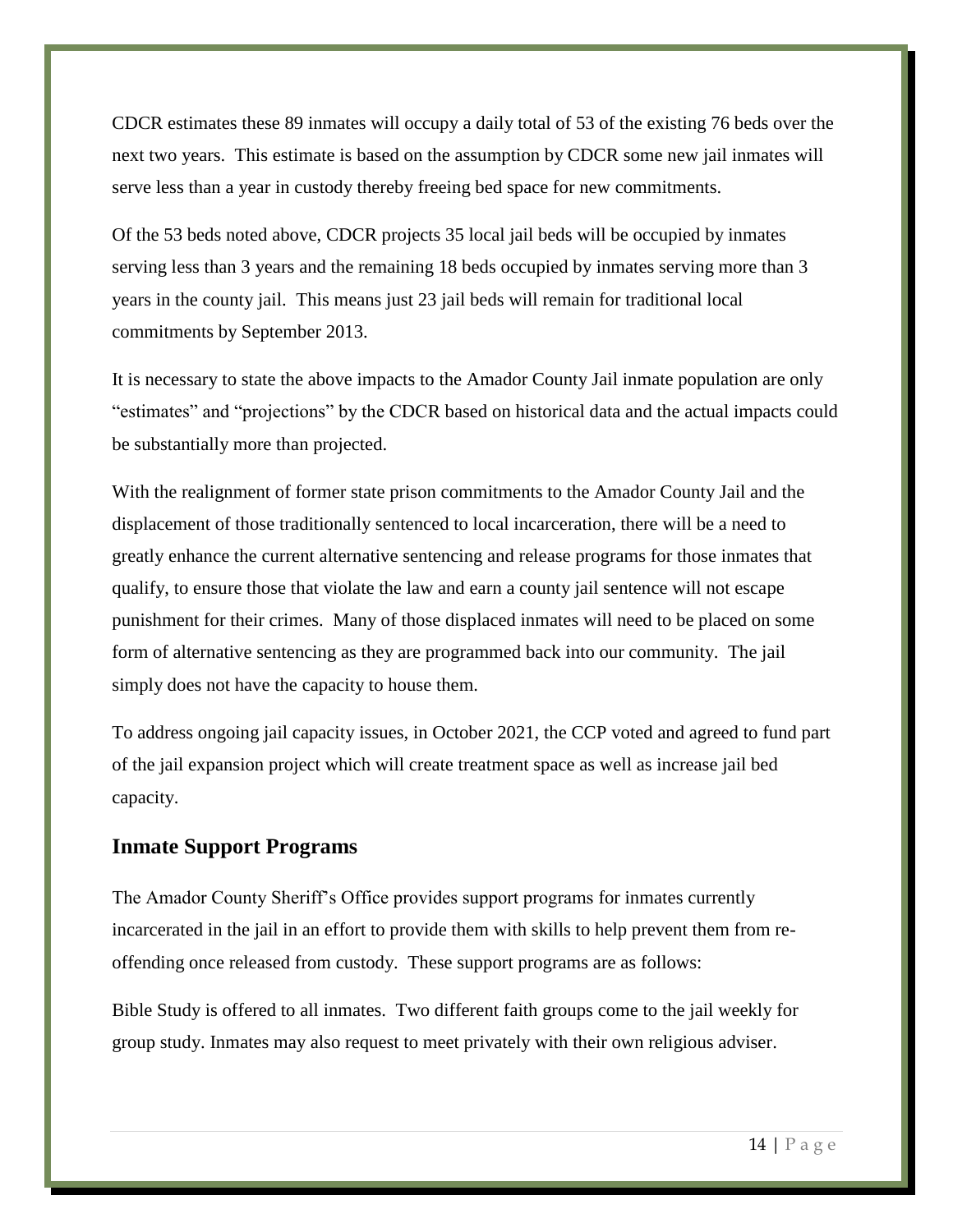CDCR estimates these 89 inmates will occupy a daily total of 53 of the existing 76 beds over the next two years. This estimate is based on the assumption by CDCR some new jail inmates will serve less than a year in custody thereby freeing bed space for new commitments.

Of the 53 beds noted above, CDCR projects 35 local jail beds will be occupied by inmates serving less than 3 years and the remaining 18 beds occupied by inmates serving more than 3 years in the county jail. This means just 23 jail beds will remain for traditional local commitments by September 2013.

It is necessary to state the above impacts to the Amador County Jail inmate population are only "estimates" and "projections" by the CDCR based on historical data and the actual impacts could be substantially more than projected.

With the realignment of former state prison commitments to the Amador County Jail and the displacement of those traditionally sentenced to local incarceration, there will be a need to greatly enhance the current alternative sentencing and release programs for those inmates that qualify, to ensure those that violate the law and earn a county jail sentence will not escape punishment for their crimes. Many of those displaced inmates will need to be placed on some form of alternative sentencing as they are programmed back into our community. The jail simply does not have the capacity to house them.

To address ongoing jail capacity issues, in October 2021, the CCP voted and agreed to fund part of the jail expansion project which will create treatment space as well as increase jail bed capacity.

## Inmate Support Programs

The Amador County Sheriff's Office provides support programs for inmates currently incarcerated in the jail in an effort to provide them with skills to help prevent them from re-offending once released from custody. These support programs are as follows:

Bible Study is offered to all inmates. Two different faith groups come to the jail weekly for group study. Inmates may also request to meet privately with their own religious adviser.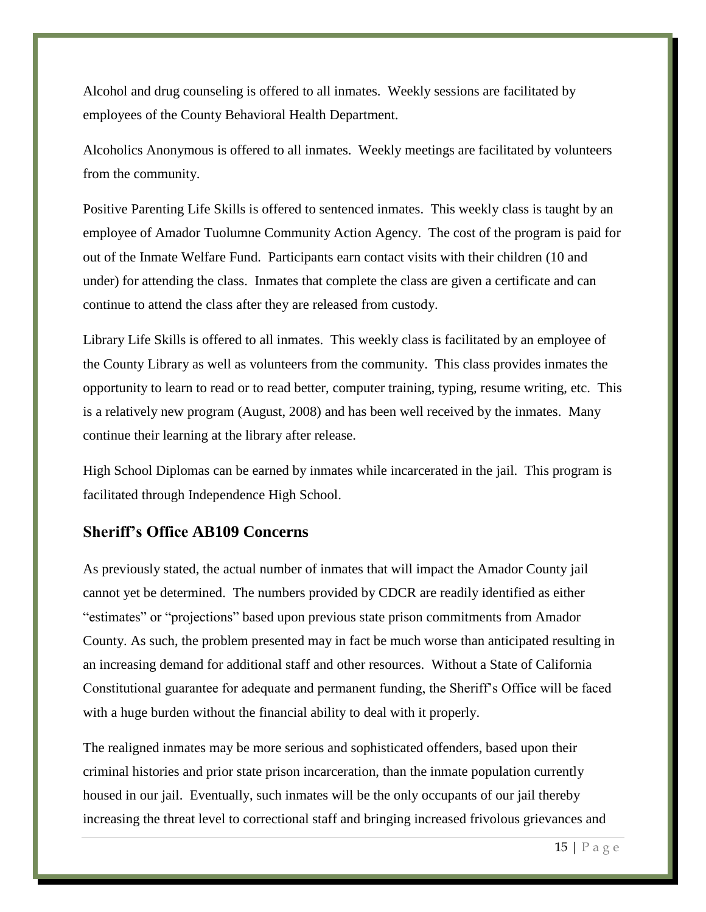Alcohol and drug counseling is offered to all inmates. Weekly sessions are facilitated by employees of the County Behavioral Health Department.

Alcoholics Anonymous is offered to all inmates. Weekly meetings are facilitated by volunteers from the community.

Positive Parenting Life Skills is offered to sentenced inmates. This weekly class is taught by an employee of Amador Tuolumne Community Action Agency. The cost of the program is paid for out of the Inmate Welfare Fund. Participants earn contact visits with their children (10 and under) for attending the class. Inmates that complete the class are given a certificate and can continue to attend the class after they are released from custody.

Library Life Skills is offered to all inmates. This weekly class is facilitated by an employee of the County Library as well as volunteers from the community. This class provides inmates the opportunity to learn to read or to read better, computer training, typing, resume writing, etc. This is a relatively new program (August, 2008) and has been well received by the inmates. Many continue their learning at the library after release.

High School Diplomas can be earned by inmates while incarcerated in the jail. This program is facilitated through Independence High School.

## Sheriff's Office AB109 Concerns

As previously stated, the actual number of inmates that will impact the Amador County jail cannot yet be determined. The numbers provided by CDCR are readily identified as either "estimates" or "projections" based upon previous state prison commitments from Amador County. As such, the problem presented may in fact be much worse than anticipated resulting in an increasing demand for additional staff and other resources. Without a State of California Constitutional guarantee for adequate and permanent funding, the Sheriff's Office will be faced with a huge burden without the financial ability to deal with it properly.

The realigned inmates may be more serious and sophisticated offenders, based upon their criminal histories and prior state prison incarceration, than the inmate population currently housed in our jail. Eventually, such inmates will be the only occupants of our jail thereby increasing the threat level to correctional staff and bringing increased frivolous grievances and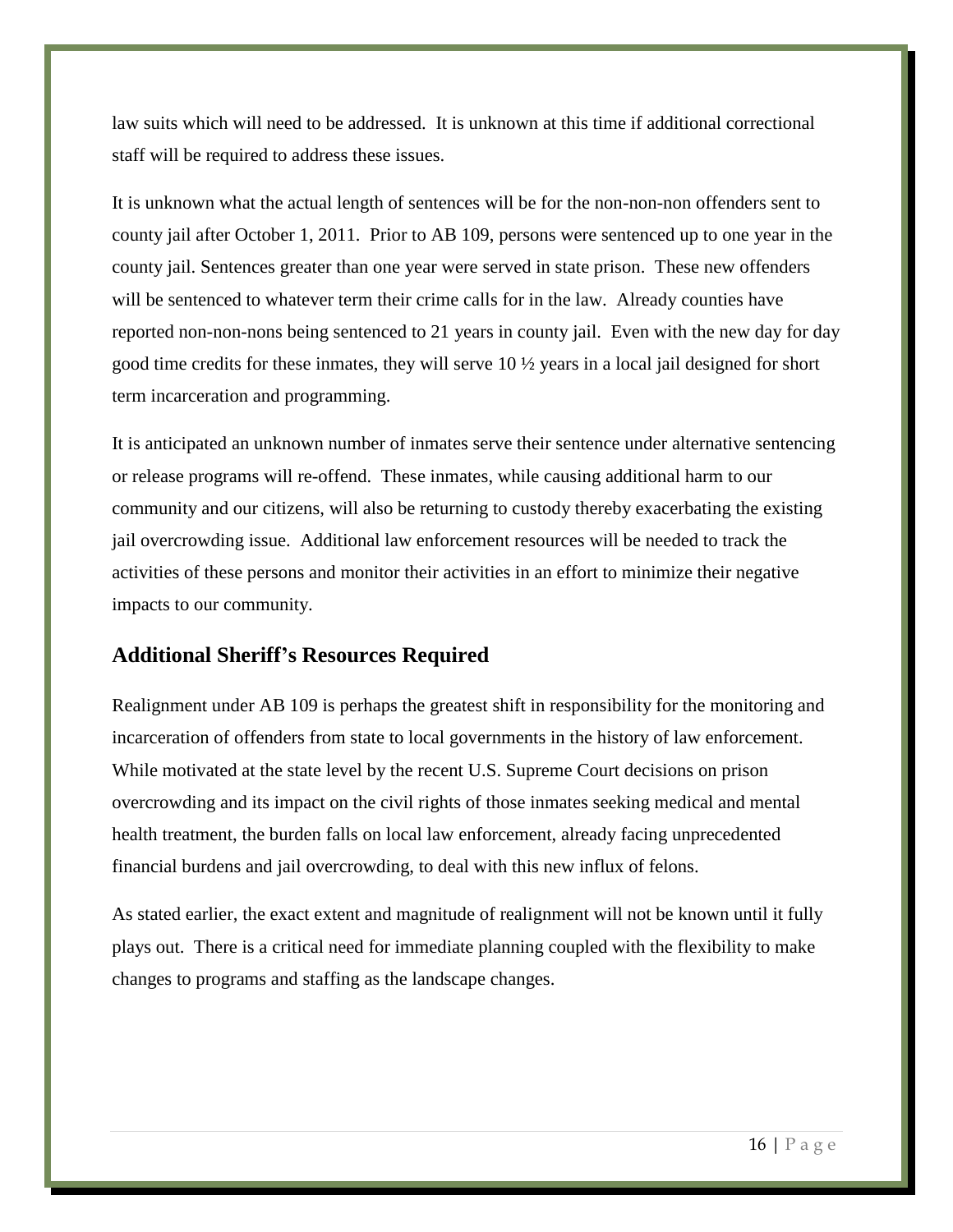law suits which will need to be addressed. It is unknown at this time if additional correctional staff will be required to address these issues.

It is unknown what the actual length of sentences will be for the non-non-non offenders sent to county jail after October 1, 2011. Prior to AB 109, persons were sentenced up to one year in the county jail. Sentences greater than one year were served in state prison. These new offenders will be sentenced to whatever term their crime calls for in the law. Already counties have reported non-non-nons being sentenced to 21 years in county jail. Even with the new day for day good time credits for these inmates, they will serve 10 ½ years in a local jail designed for short term incarceration and programming.

It is anticipated an unknown number of inmates serve their sentence under alternative sentencing or release programs will re-offend. These inmates, while causing additional harm to our community and our citizens, will also be returning to custody thereby exacerbating the existing jail overcrowding issue. Additional law enforcement resources will be needed to track the activities of these persons and monitor their activities in an effort to minimize their negative impacts to our community.

## Additional Sheriff's Resources Required

Realignment under AB 109 is perhaps the greatest shift in responsibility for the monitoring and incarceration of offenders from state to local governments in the history of law enforcement. While motivated at the state level by the recent U.S. Supreme Court decisions on prison overcrowding and its impact on the civil rights of those inmates seeking medical and mental health treatment, the burden falls on local law enforcement, already facing unprecedented financial burdens and jail overcrowding, to deal with this new influx of felons.

As stated earlier, the exact extent and magnitude of realignment will not be known until it fully plays out. There is a critical need for immediate planning coupled with the flexibility to make changes to programs and staffing as the landscape changes.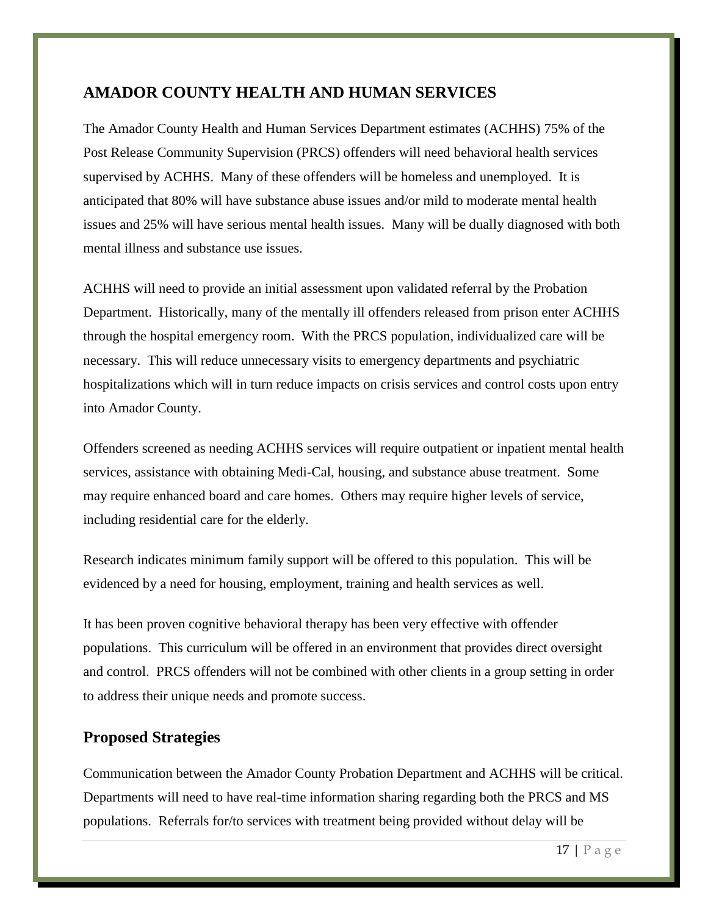## AMADOR COUNTY HEALTH AND HUMAN SERVICES

The Amador County Health and Human Services Department estimates (ACHHS) 75% of the Post Release Community Supervision (PRCS) offenders will need behavioral health services supervised by ACHHS. Many of these offenders will be homeless and unemployed. It is anticipated that 80% will have substance abuse issues and/or mild to moderate mental health issues and 25% will have serious mental health issues. Many will be dually diagnosed with both mental illness and substance use issues.

ACHHS will need to provide an initial assessment upon validated referral by the Probation Department. Historically, many of the mentally ill offenders released from prison enter ACHHS through the hospital emergency room. With the PRCS population, individualized care will be necessary. This will reduce unnecessary visits to emergency departments and psychiatric hospitalizations which will in turn reduce impacts on crisis services and control costs upon entry into Amador County.

Offenders screened as needing ACHHS services will require outpatient or inpatient mental health services, assistance with obtaining Medi-Cal, housing, and substance abuse treatment. Some may require enhanced board and care homes. Others may require higher levels of service, including residential care for the elderly.

Research indicates minimum family support will be offered to this population. This will be evidenced by a need for housing, employment, training and health services as well.

It has been proven cognitive behavioral therapy has been very effective with offender populations. This curriculum will be offered in an environment that provides direct oversight and control. PRCS offenders will not be combined with other clients in a group setting in order to address their unique needs and promote success.

### Proposed Strategies

Communication between the Amador County Probation Department and ACHHS will be critical. Departments will need to have real-time information sharing regarding both the PRCS and MS populations. Referrals for/to services with treatment being provided without delay will be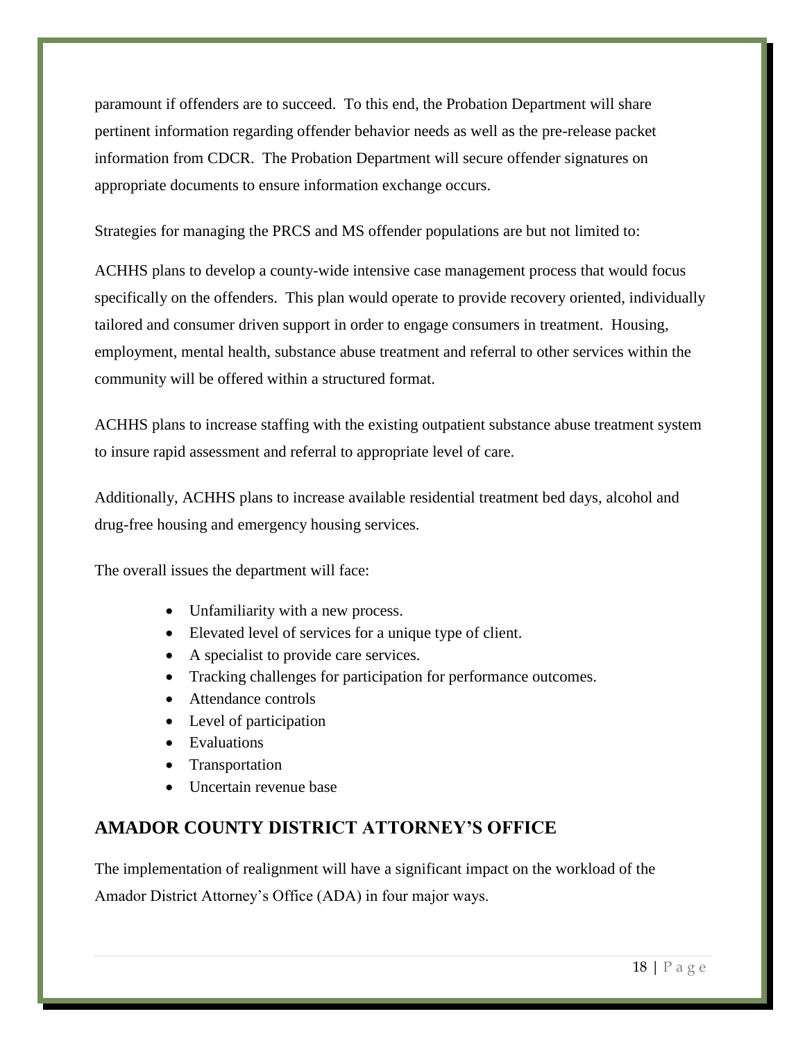paramount if offenders are to succeed. To this end, the Probation Department will share pertinent information regarding offender behavior needs as well as the pre-release packet information from CDCR. The Probation Department will secure offender signatures on appropriate documents to ensure information exchange occurs.

Strategies for managing the PRCS and MS offender populations are but not limited to:

ACHHS plans to develop a county-wide intensive case management process that would focus specifically on the offenders. This plan would operate to provide recovery oriented, individually tailored and consumer driven support in order to engage consumers in treatment. Housing, employment, mental health, substance abuse treatment and referral to other services within the community will be offered within a structured format.

ACHHS plans to increase staffing with the existing outpatient substance abuse treatment system to insure rapid assessment and referral to appropriate level of care.

Additionally, ACHHS plans to increase available residential treatment bed days, alcohol and drug-free housing and emergency housing services.

The overall issues the department will face:

- Unfamiliarity with a new process.
- Elevated level of services for a unique type of client.
- A specialist to provide care services.
- Tracking challenges for participation for performance outcomes.
- Attendance controls
- Level of participation
- Evaluations
- Transportation
- Uncertain revenue base

## AMADOR COUNTY DISTRICT ATTORNEY'S OFFICE

The implementation of realignment will have a significant impact on the workload of the Amador District Attorney's Office (ADA) in four major ways.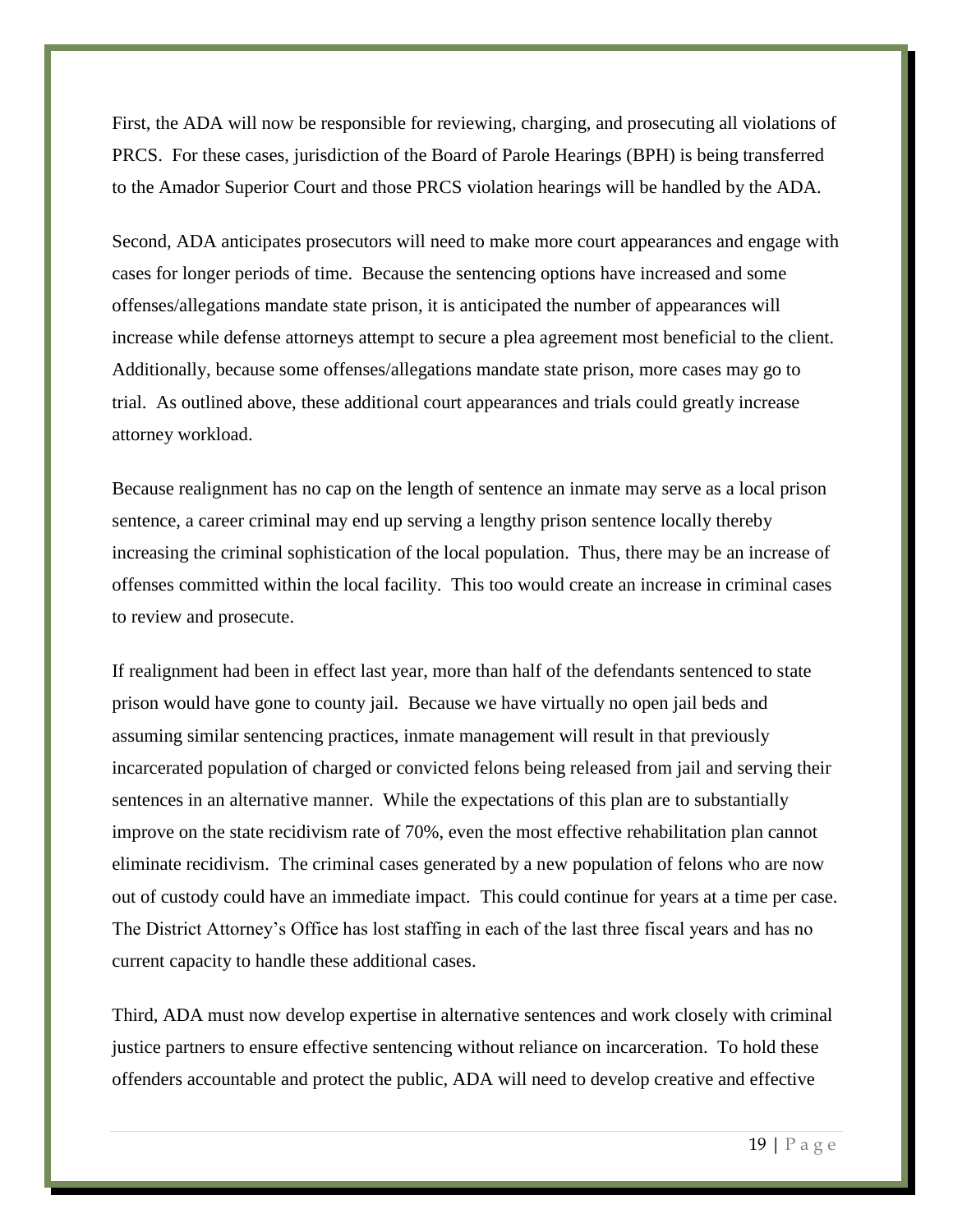First, the ADA will now be responsible for reviewing, charging, and prosecuting all violations of PRCS. For these cases, jurisdiction of the Board of Parole Hearings (BPH) is being transferred to the Amador Superior Court and those PRCS violation hearings will be handled by the ADA.

Second, ADA anticipates prosecutors will need to make more court appearances and engage with cases for longer periods of time. Because the sentencing options have increased and some offenses/allegations mandate state prison, it is anticipated the number of appearances will increase while defense attorneys attempt to secure a plea agreement most beneficial to the client. Additionally, because some offenses/allegations mandate state prison, more cases may go to trial. As outlined above, these additional court appearances and trials could greatly increase attorney workload.

Because realignment has no cap on the length of sentence an inmate may serve as a local prison sentence, a career criminal may end up serving a lengthy prison sentence locally thereby increasing the criminal sophistication of the local population. Thus, there may be an increase of offenses committed within the local facility. This too would create an increase in criminal cases to review and prosecute.

If realignment had been in effect last year, more than half of the defendants sentenced to state prison would have gone to county jail. Because we have virtually no open jail beds and assuming similar sentencing practices, inmate management will result in that previously incarcerated population of charged or convicted felons being released from jail and serving their sentences in an alternative manner. While the expectations of this plan are to substantially improve on the state recidivism rate of 70%, even the most effective rehabilitation plan cannot eliminate recidivism. The criminal cases generated by a new population of felons who are now out of custody could have an immediate impact. This could continue for years at a time per case. The District Attorney's Office has lost staffing in each of the last three fiscal years and has no current capacity to handle these additional cases.

Third, ADA must now develop expertise in alternative sentences and work closely with criminal justice partners to ensure effective sentencing without reliance on incarceration. To hold these offenders accountable and protect the public, ADA will need to develop creative and effective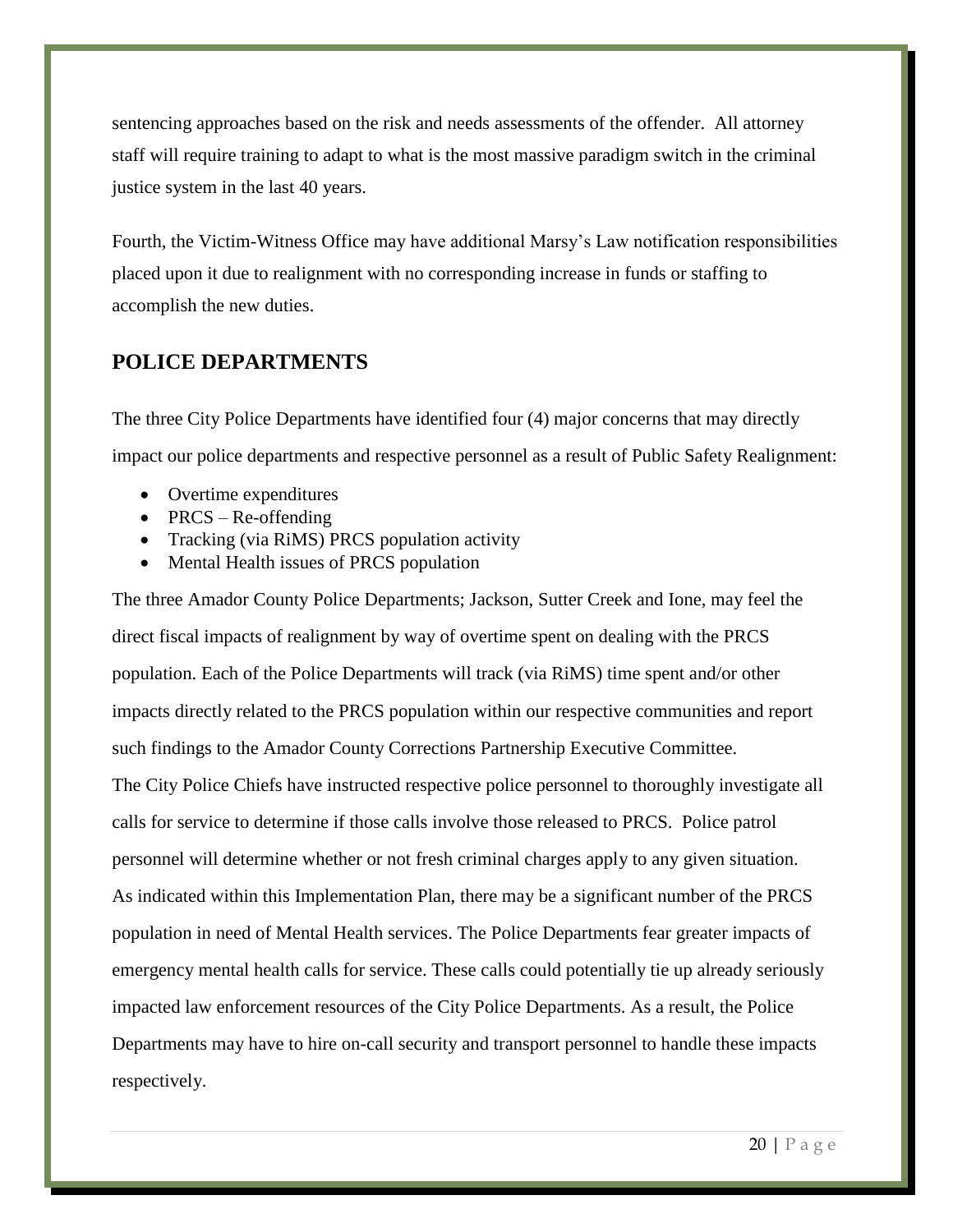sentencing approaches based on the risk and needs assessments of the offender. All attorney staff will require training to adapt to what is the most massive paradigm switch in the criminal justice system in the last 40 years.

Fourth, the Victim-Witness Office may have additional Marsy's Law notification responsibilities placed upon it due to realignment with no corresponding increase in funds or staffing to accomplish the new duties.

## POLICE DEPARTMENTS

The three City Police Departments have identified four (4) major concerns that may directly impact our police departments and respective personnel as a result of Public Safety Realignment:

- Overtime expenditures
- PRCS – Re-offending
- Tracking (via RiMS) PRCS population activity
- Mental Health issues of PRCS population

The three Amador County Police Departments; Jackson, Sutter Creek and Ione, may feel the direct fiscal impacts of realignment by way of overtime spent on dealing with the PRCS population. Each of the Police Departments will track (via RiMS) time spent and/or other impacts directly related to the PRCS population within our respective communities and report such findings to the Amador County Corrections Partnership Executive Committee.

The City Police Chiefs have instructed respective police personnel to thoroughly investigate all calls for service to determine if those calls involve those released to PRCS. Police patrol personnel will determine whether or not fresh criminal charges apply to any given situation.

As indicated within this Implementation Plan, there may be a significant number of the PRCS population in need of Mental Health services. The Police Departments fear greater impacts of emergency mental health calls for service. These calls could potentially tie up already seriously impacted law enforcement resources of the City Police Departments. As a result, the Police Departments may have to hire on-call security and transport personnel to handle these impacts respectively.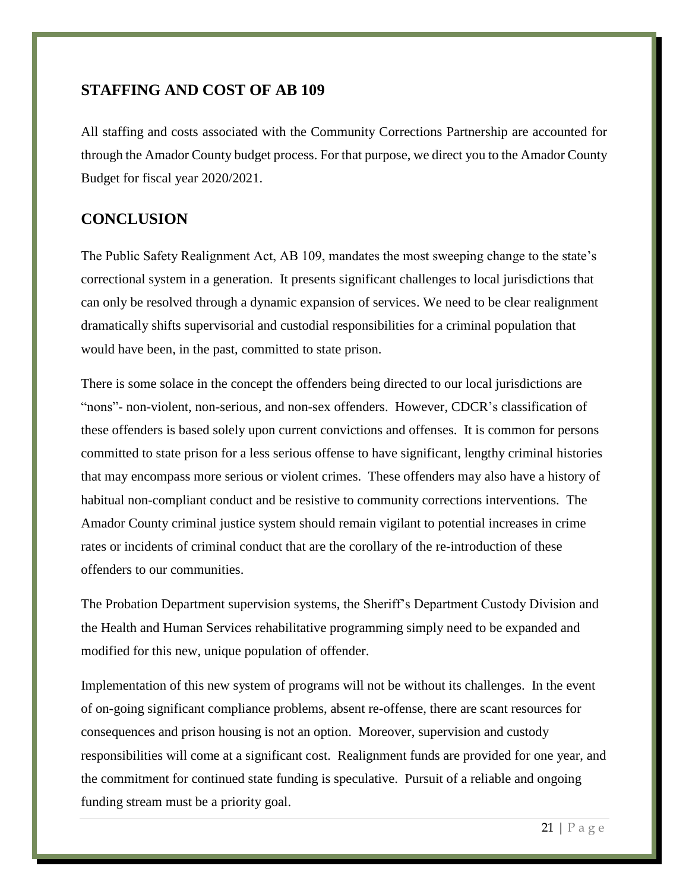## STAFFING AND COST OF AB 109

All staffing and costs associated with the Community Corrections Partnership are accounted for through the Amador County budget process. For that purpose, we direct you to the Amador County Budget for fiscal year 2020/2021.

## CONCLUSION

The Public Safety Realignment Act, AB 109, mandates the most sweeping change to the state's correctional system in a generation. It presents significant challenges to local jurisdictions that can only be resolved through a dynamic expansion of services. We need to be clear realignment dramatically shifts supervisorial and custodial responsibilities for a criminal population that would have been, in the past, committed to state prison.

There is some solace in the concept the offenders being directed to our local jurisdictions are "nons"- non-violent, non-serious, and non-sex offenders. However, CDCR's classification of these offenders is based solely upon current convictions and offenses. It is common for persons committed to state prison for a less serious offense to have significant, lengthy criminal histories that may encompass more serious or violent crimes. These offenders may also have a history of habitual non-compliant conduct and be resistive to community corrections interventions. The Amador County criminal justice system should remain vigilant to potential increases in crime rates or incidents of criminal conduct that are the corollary of the re-introduction of these offenders to our communities.

The Probation Department supervision systems, the Sheriff's Department Custody Division and the Health and Human Services rehabilitative programming simply need to be expanded and modified for this new, unique population of offender.

Implementation of this new system of programs will not be without its challenges. In the event of on-going significant compliance problems, absent re-offense, there are scant resources for consequences and prison housing is not an option. Moreover, supervision and custody responsibilities will come at a significant cost. Realignment funds are provided for one year, and the commitment for continued state funding is speculative. Pursuit of a reliable and ongoing funding stream must be a priority goal.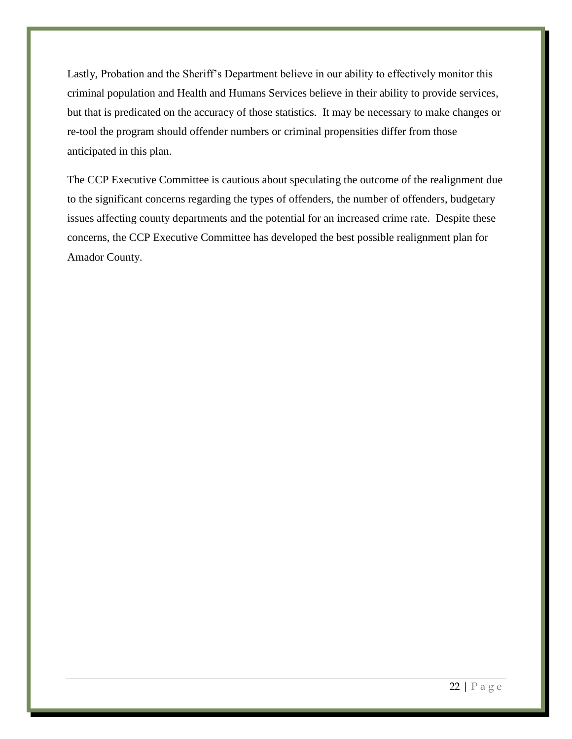Lastly, Probation and the Sheriff's Department believe in our ability to effectively monitor this criminal population and Health and Humans Services believe in their ability to provide services, but that is predicated on the accuracy of those statistics. It may be necessary to make changes or re-tool the program should offender numbers or criminal propensities differ from those anticipated in this plan.

The CCP Executive Committee is cautious about speculating the outcome of the realignment due to the significant concerns regarding the types of offenders, the number of offenders, budgetary issues affecting county departments and the potential for an increased crime rate. Despite these concerns, the CCP Executive Committee has developed the best possible realignment plan for Amador County.